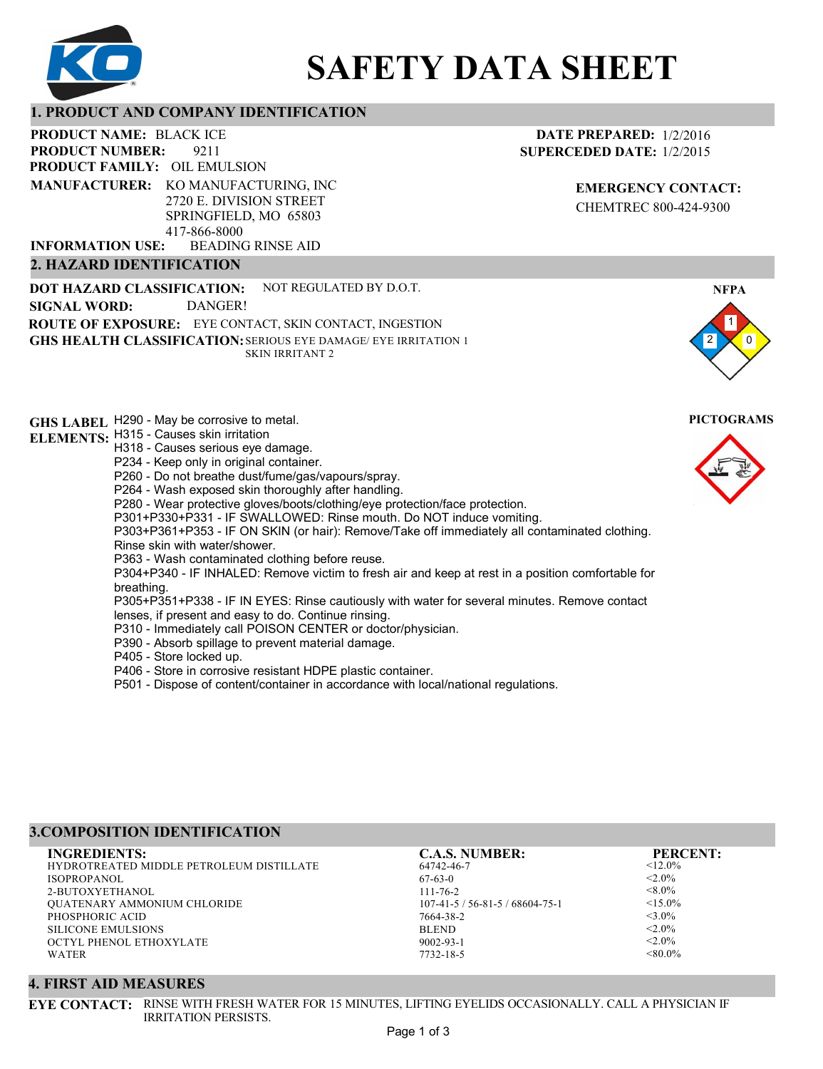# SAFETY DATA SHEET

## 1. PRODUCT AND COMPANY IDENTIFICATION

**PRODUCT NAME:** BLACK ICE
**PRODUCT NUMBER:** 9211
**PRODUCT FAMILY:** OIL EMULSION
**MANUFACTURER:** KO MANUFACTURING, INC
2720 E. DIVISION STREET
SPRINGFIELD, MO 65803
417-866-8000
**INFORMATION USE:** BEADING RINSE AID

**DATE PREPARED:** 1/2/2016
**SUPERCEDED DATE:** 1/2/2015

**EMERGENCY CONTACT:**
CHEMTREC 800-424-9300

## 2. HAZARD IDENTIFICATION

**DOT HAZARD CLASSIFICATION:** NOT REGULATED BY D.O.T.
**SIGNAL WORD:** DANGER!
**ROUTE OF EXPOSURE:** EYE CONTACT, SKIN CONTACT, INGESTION
**GHS HEALTH CLASSIFICATION:** SERIOUS EYE DAMAGE/ EYE IRRITATION 1
SKIN IRRITANT 2

**NFPA**

Health: 2, Flammability: 1, Reactivity: 0

**PICTOGRAMS**

**GHS LABEL ELEMENTS:**

H290 - May be corrosive to metal.
H315 - Causes skin irritation
H318 - Causes serious eye damage.
P234 - Keep only in original container.
P260 - Do not breathe dust/fume/gas/vapours/spray.
P264 - Wash exposed skin thoroughly after handling.
P280 - Wear protective gloves/boots/clothing/eye protection/face protection.
P301+P330+P331 - IF SWALLOWED: Rinse mouth. Do NOT induce vomiting.
P303+P361+P353 - IF ON SKIN (or hair): Remove/Take off immediately all contaminated clothing. Rinse skin with water/shower.
P363 - Wash contaminated clothing before reuse.
P304+P340 - IF INHALED: Remove victim to fresh air and keep at rest in a position comfortable for breathing.
P305+P351+P338 - IF IN EYES: Rinse cautiously with water for several minutes. Remove contact lenses, if present and easy to do. Continue rinsing.
P310 - Immediately call POISON CENTER or doctor/physician.
P390 - Absorb spillage to prevent material damage.
P405 - Store locked up.
P406 - Store in corrosive resistant HDPE plastic container.
P501 - Dispose of content/container in accordance with local/national regulations.

## 3.COMPOSITION IDENTIFICATION

| INGREDIENTS: | C.A.S. NUMBER: | PERCENT: |
|---|---|---|
| HYDROTREATED MIDDLE PETROLEUM DISTILLATE | 64742-46-7 | <12.0% |
| ISOPROPANOL | 67-63-0 | <2.0% |
| 2-BUTOXYETHANOL | 111-76-2 | <8.0% |
| QUATENARY AMMONIUM CHLORIDE | 107-41-5 / 56-81-5 / 68604-75-1 | <15.0% |
| PHOSPHORIC ACID | 7664-38-2 | <3.0% |
| SILICONE EMULSIONS | BLEND | <2.0% |
| OCTYL PHENOL ETHOXYLATE | 9002-93-1 | <2.0% |
| WATER | 7732-18-5 | <80.0% |

## 4. FIRST AID MEASURES

**EYE CONTACT:** RINSE WITH FRESH WATER FOR 15 MINUTES, LIFTING EYELIDS OCCASIONALLY. CALL A PHYSICIAN IF IRRITATION PERSISTS.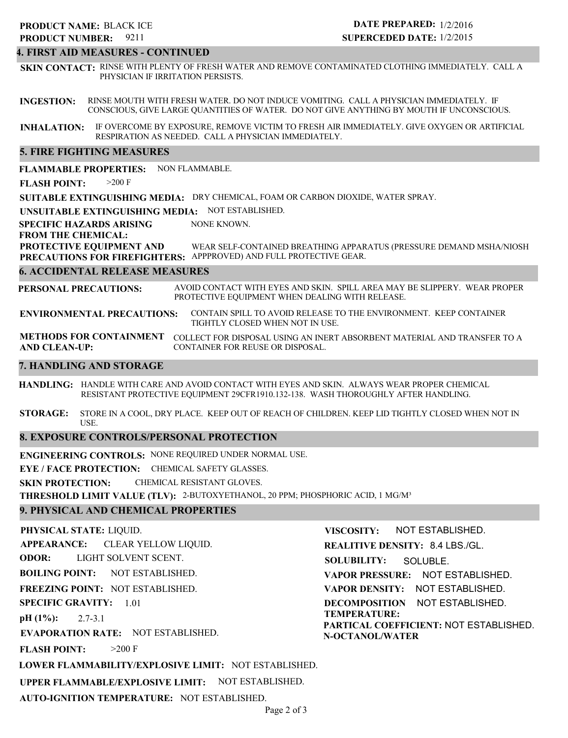**PRODUCT NAME:** BLACK ICE
**PRODUCT NUMBER:** 9211

**DATE PREPARED:** 1/2/2016
**SUPERCEDED DATE:** 1/2/2015

## 4. FIRST AID MEASURES - CONTINUED

**SKIN CONTACT:** RINSE WITH PLENTY OF FRESH WATER AND REMOVE CONTAMINATED CLOTHING IMMEDIATELY. CALL A PHYSICIAN IF IRRITATION PERSISTS.

**INGESTION:** RINSE MOUTH WITH FRESH WATER. DO NOT INDUCE VOMITING. CALL A PHYSICIAN IMMEDIATELY. IF CONSCIOUS, GIVE LARGE QUANTITIES OF WATER. DO NOT GIVE ANYTHING BY MOUTH IF UNCONSCIOUS.

**INHALATION:** IF OVERCOME BY EXPOSURE, REMOVE VICTIM TO FRESH AIR IMMEDIATELY. GIVE OXYGEN OR ARTIFICIAL RESPIRATION AS NEEDED. CALL A PHYSICIAN IMMEDIATELY.

## 5. FIRE FIGHTING MEASURES

**FLAMMABLE PROPERTIES:** NON FLAMMABLE.

**FLASH POINT:** >200 F

**SUITABLE EXTINGUISHING MEDIA:** DRY CHEMICAL, FOAM OR CARBON DIOXIDE, WATER SPRAY.

**UNSUITABLE EXTINGUISHING MEDIA:** NOT ESTABLISHED.

**SPECIFIC HAZARDS ARISING FROM THE CHEMICAL:** NONE KNOWN.

**PROTECTIVE EQUIPMENT AND PRECAUTIONS FOR FIREFIGHTERS:** WEAR SELF-CONTAINED BREATHING APPARATUS (PRESSURE DEMAND MSHA/NIOSH APPPROVED) AND FULL PROTECTIVE GEAR.

## 6. ACCIDENTAL RELEASE MEASURES

**PERSONAL PRECAUTIONS:** AVOID CONTACT WITH EYES AND SKIN. SPILL AREA MAY BE SLIPPERY. WEAR PROPER PROTECTIVE EQUIPMENT WHEN DEALING WITH RELEASE.

**ENVIRONMENTAL PRECAUTIONS:** CONTAIN SPILL TO AVOID RELEASE TO THE ENVIRONMENT. KEEP CONTAINER TIGHTLY CLOSED WHEN NOT IN USE.

**METHODS FOR CONTAINMENT AND CLEAN-UP:** COLLECT FOR DISPOSAL USING AN INERT ABSORBENT MATERIAL AND TRANSFER TO A CONTAINER FOR REUSE OR DISPOSAL.

## 7. HANDLING AND STORAGE

**HANDLING:** HANDLE WITH CARE AND AVOID CONTACT WITH EYES AND SKIN. ALWAYS WEAR PROPER CHEMICAL RESISTANT PROTECTIVE EQUIPMENT 29CFR1910.132-138. WASH THOROUGHLY AFTER HANDLING.

**STORAGE:** STORE IN A COOL, DRY PLACE. KEEP OUT OF REACH OF CHILDREN. KEEP LID TIGHTLY CLOSED WHEN NOT IN USE.

## 8. EXPOSURE CONTROLS/PERSONAL PROTECTION

**ENGINEERING CONTROLS:** NONE REQUIRED UNDER NORMAL USE.

**EYE / FACE PROTECTION:** CHEMICAL SAFETY GLASSES.

**SKIN PROTECTION:** CHEMICAL RESISTANT GLOVES.

**THRESHOLD LIMIT VALUE (TLV):** 2-BUTOXYETHANOL, 20 PPM; PHOSPHORIC ACID, 1 MG/M³

## 9. PHYSICAL AND CHEMICAL PROPERTIES

**PHYSICAL STATE:** LIQUID.

**APPEARANCE:** CLEAR YELLOW LIQUID.

**ODOR:** LIGHT SOLVENT SCENT.

**BOILING POINT:** NOT ESTABLISHED.

**FREEZING POINT:** NOT ESTABLISHED.

**SPECIFIC GRAVITY:** 1.01

**pH (1%):** 2.7-3.1

**EVAPORATION RATE:** NOT ESTABLISHED.

**FLASH POINT:** >200 F

**LOWER FLAMMABILITY/EXPLOSIVE LIMIT:** NOT ESTABLISHED.

**UPPER FLAMMABLE/EXPLOSIVE LIMIT:** NOT ESTABLISHED.

**AUTO-IGNITION TEMPERATURE:** NOT ESTABLISHED.

**VISCOSITY:** NOT ESTABLISHED.

**REALITIVE DENSITY:** 8.4 LBS./GL.

**SOLUBILITY:** SOLUBLE.

**VAPOR PRESSURE:** NOT ESTABLISHED.

**VAPOR DENSITY:** NOT ESTABLISHED.

**DECOMPOSITION TEMPERATURE:** NOT ESTABLISHED.

**PARTICAL COEFFICIENT: N-OCTANOL/WATER** NOT ESTABLISHED.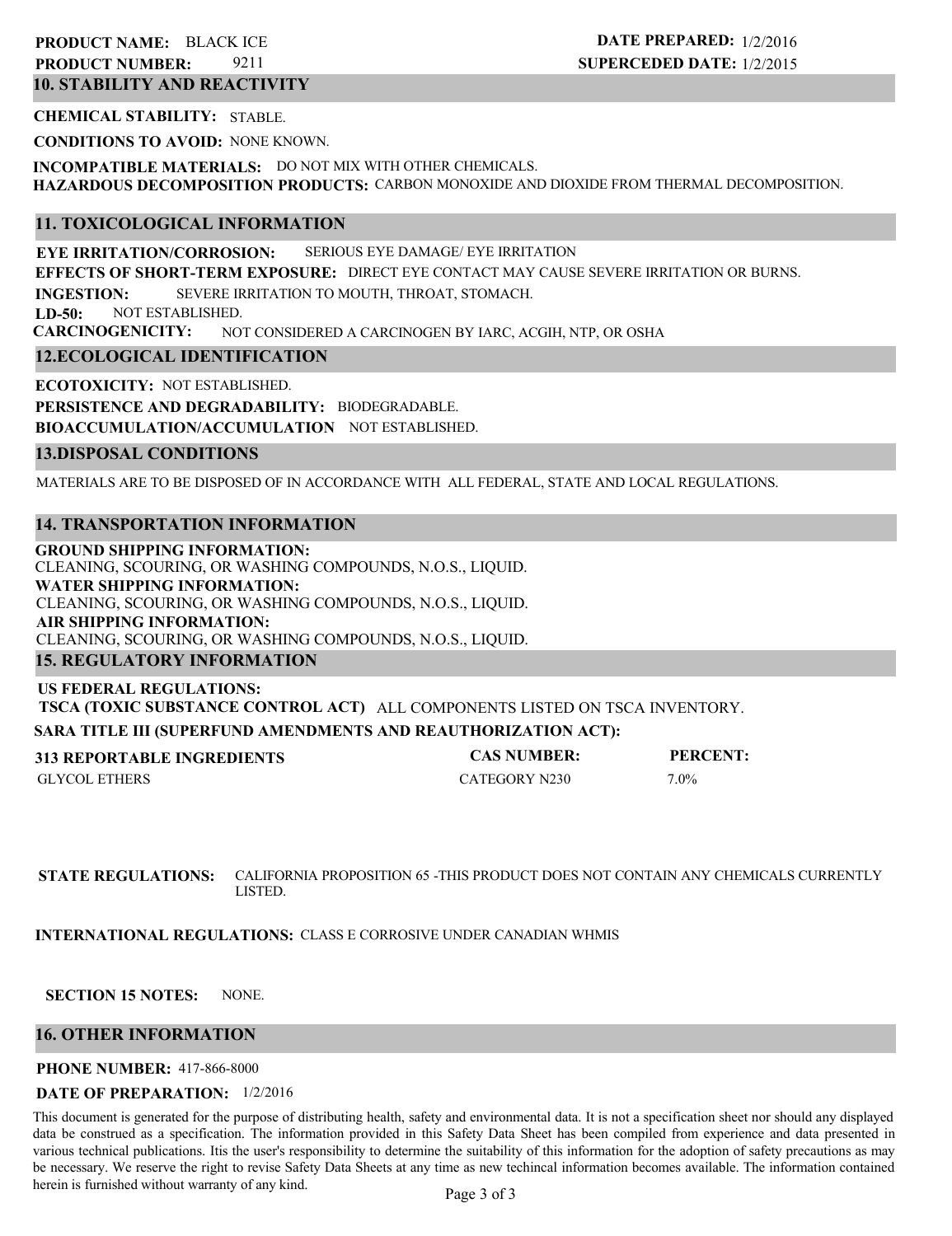**PRODUCT NAME:** BLACK ICE
**PRODUCT NUMBER:** 9211

**DATE PREPARED:** 1/2/2016
**SUPERCEDED DATE:** 1/2/2015

## 10. STABILITY AND REACTIVITY

**CHEMICAL STABILITY:** STABLE.

**CONDITIONS TO AVOID:** NONE KNOWN.

**INCOMPATIBLE MATERIALS:** DO NOT MIX WITH OTHER CHEMICALS.

**HAZARDOUS DECOMPOSITION PRODUCTS:** CARBON MONOXIDE AND DIOXIDE FROM THERMAL DECOMPOSITION.

## 11. TOXICOLOGICAL INFORMATION

**EYE IRRITATION/CORROSION:** SERIOUS EYE DAMAGE/ EYE IRRITATION

**EFFECTS OF SHORT-TERM EXPOSURE:** DIRECT EYE CONTACT MAY CAUSE SEVERE IRRITATION OR BURNS.

**INGESTION:** SEVERE IRRITATION TO MOUTH, THROAT, STOMACH.

**LD-50:** NOT ESTABLISHED.

**CARCINOGENICITY:** NOT CONSIDERED A CARCINOGEN BY IARC, ACGIH, NTP, OR OSHA

## 12.ECOLOGICAL IDENTIFICATION

**ECOTOXICITY:** NOT ESTABLISHED.

**PERSISTENCE AND DEGRADABILITY:** BIODEGRADABLE.

**BIOACCUMULATION/ACCUMULATION** NOT ESTABLISHED.

## 13.DISPOSAL CONDITIONS

MATERIALS ARE TO BE DISPOSED OF IN ACCORDANCE WITH ALL FEDERAL, STATE AND LOCAL REGULATIONS.

## 14. TRANSPORTATION INFORMATION

**GROUND SHIPPING INFORMATION:**
CLEANING, SCOURING, OR WASHING COMPOUNDS, N.O.S., LIQUID.

**WATER SHIPPING INFORMATION:**
CLEANING, SCOURING, OR WASHING COMPOUNDS, N.O.S., LIQUID.

**AIR SHIPPING INFORMATION:**
CLEANING, SCOURING, OR WASHING COMPOUNDS, N.O.S., LIQUID.

## 15. REGULATORY INFORMATION

**US FEDERAL REGULATIONS:**

**TSCA (TOXIC SUBSTANCE CONTROL ACT)** ALL COMPONENTS LISTED ON TSCA INVENTORY.

**SARA TITLE III (SUPERFUND AMENDMENTS AND REAUTHORIZATION ACT):**

| 313 REPORTABLE INGREDIENTS | CAS NUMBER: | PERCENT: |
|---|---|---|
| GLYCOL ETHERS | CATEGORY N230 | 7.0% |

**STATE REGULATIONS:** CALIFORNIA PROPOSITION 65 -THIS PRODUCT DOES NOT CONTAIN ANY CHEMICALS CURRENTLY LISTED.

**INTERNATIONAL REGULATIONS:** CLASS E CORROSIVE UNDER CANADIAN WHMIS

**SECTION 15 NOTES:** NONE.

## 16. OTHER INFORMATION

**PHONE NUMBER:** 417-866-8000

**DATE OF PREPARATION:** 1/2/2016

This document is generated for the purpose of distributing health, safety and environmental data. It is not a specification sheet nor should any displayed data be construed as a specification. The information provided in this Safety Data Sheet has been compiled from experience and data presented in various technical publications. Itis the user's responsibility to determine the suitability of this information for the adoption of safety precautions as may be necessary. We reserve the right to revise Safety Data Sheets at any time as new techincal information becomes available. The information contained herein is furnished without warranty of any kind.